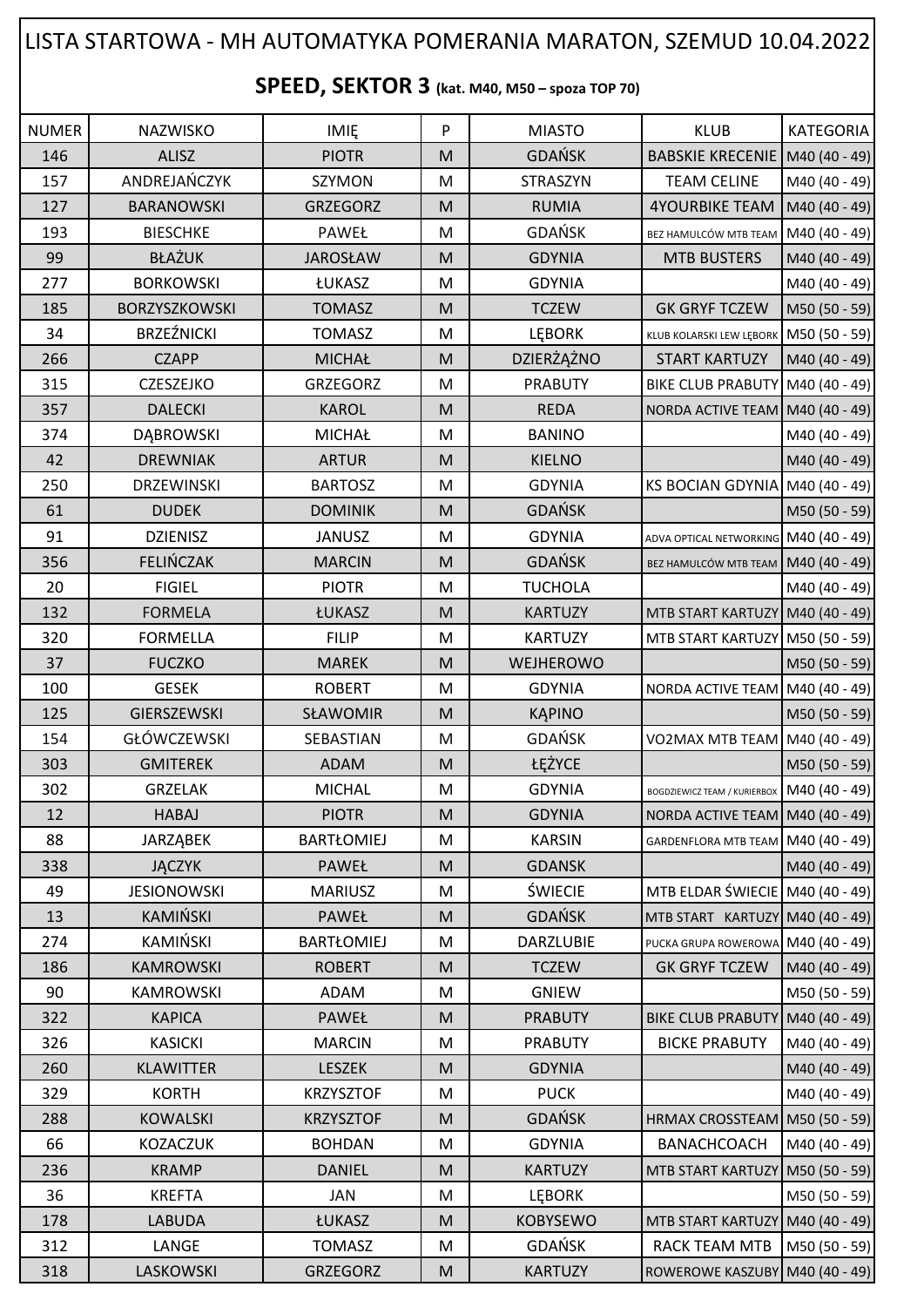# LISTA STARTOWA - MH AUTOMATYKA POMERANIA MARATON, SZEMUD 10.04.2022

## SPEED, SEKTOR 3 (kat. M40, M50 – spoza TOP 70)

| NUMER | NAZWISKO | IMIĘ | P | MIASTO | KLUB | KATEGORIA |
|---|---|---|---|---|---|---|
| 146 | ALISZ | PIOTR | M | GDAŃSK | BABSKIE KRECENIE | M40 (40 - 49) |
| 157 | ANDREJAŃCZYK | SZYMON | M | STRASZYN | TEAM CELINE | M40 (40 - 49) |
| 127 | BARANOWSKI | GRZEGORZ | M | RUMIA | 4YOURBIKE TEAM | M40 (40 - 49) |
| 193 | BIESCHKE | PAWEŁ | M | GDAŃSK | BEZ HAMULCÓW MTB TEAM | M40 (40 - 49) |
| 99 | BŁAŻUK | JAROSŁAW | M | GDYNIA | MTB BUSTERS | M40 (40 - 49) |
| 277 | BORKOWSKI | ŁUKASZ | M | GDYNIA | | M40 (40 - 49) |
| 185 | BORZYSZKOWSKI | TOMASZ | M | TCZEW | GK GRYF TCZEW | M50 (50 - 59) |
| 34 | BRZEŹNICKI | TOMASZ | M | LĘBORK | KLUB KOLARSKI LEW LĘBORK | M50 (50 - 59) |
| 266 | CZAPP | MICHAŁ | M | DZIERŻĄŻNO | START KARTUZY | M40 (40 - 49) |
| 315 | CZESZEJKO | GRZEGORZ | M | PRABUTY | BIKE CLUB PRABUTY | M40 (40 - 49) |
| 357 | DALECKI | KAROL | M | REDA | NORDA ACTIVE TEAM | M40 (40 - 49) |
| 374 | DĄBROWSKI | MICHAŁ | M | BANINO | | M40 (40 - 49) |
| 42 | DREWNIAK | ARTUR | M | KIELNO | | M40 (40 - 49) |
| 250 | DRZEWINSKI | BARTOSZ | M | GDYNIA | KS BOCIAN GDYNIA | M40 (40 - 49) |
| 61 | DUDEK | DOMINIK | M | GDAŃSK | | M50 (50 - 59) |
| 91 | DZIENISZ | JANUSZ | M | GDYNIA | ADVA OPTICAL NETWORKING | M40 (40 - 49) |
| 356 | FELIŃCZAK | MARCIN | M | GDAŃSK | BEZ HAMULCÓW MTB TEAM | M40 (40 - 49) |
| 20 | FIGIEL | PIOTR | M | TUCHOLA | | M40 (40 - 49) |
| 132 | FORMELA | ŁUKASZ | M | KARTUZY | MTB START KARTUZY | M40 (40 - 49) |
| 320 | FORMELLA | FILIP | M | KARTUZY | MTB START KARTUZY | M50 (50 - 59) |
| 37 | FUCZKO | MAREK | M | WEJHEROWO | | M50 (50 - 59) |
| 100 | GESEK | ROBERT | M | GDYNIA | NORDA ACTIVE TEAM | M40 (40 - 49) |
| 125 | GIERSZEWSKI | SŁAWOMIR | M | KĄPINO | | M50 (50 - 59) |
| 154 | GŁÓWCZEWSKI | SEBASTIAN | M | GDAŃSK | VO2MAX MTB TEAM | M40 (40 - 49) |
| 303 | GMITEREK | ADAM | M | ŁĘŻYCE | | M50 (50 - 59) |
| 302 | GRZELAK | MICHAL | M | GDYNIA | BOGDZIEWICZ TEAM / KURIERBOX | M40 (40 - 49) |
| 12 | HABAJ | PIOTR | M | GDYNIA | NORDA ACTIVE TEAM | M40 (40 - 49) |
| 88 | JARZĄBEK | BARTŁOMIEJ | M | KARSIN | GARDENFLORA MTB TEAM | M40 (40 - 49) |
| 338 | JĄCZYK | PAWEŁ | M | GDANSK | | M40 (40 - 49) |
| 49 | JESIONOWSKI | MARIUSZ | M | ŚWIECIE | MTB ELDAR ŚWIECIE | M40 (40 - 49) |
| 13 | KAMIŃSKI | PAWEŁ | M | GDAŃSK | MTB START KARTUZY | M40 (40 - 49) |
| 274 | KAMIŃSKI | BARTŁOMIEJ | M | DARZLUBIE | PUCKA GRUPA ROWEROWA | M40 (40 - 49) |
| 186 | KAMROWSKI | ROBERT | M | TCZEW | GK GRYF TCZEW | M40 (40 - 49) |
| 90 | KAMROWSKI | ADAM | M | GNIEW | | M50 (50 - 59) |
| 322 | KAPICA | PAWEŁ | M | PRABUTY | BIKE CLUB PRABUTY | M40 (40 - 49) |
| 326 | KASICKI | MARCIN | M | PRABUTY | BICKE PRABUTY | M40 (40 - 49) |
| 260 | KLAWITTER | LESZEK | M | GDYNIA | | M40 (40 - 49) |
| 329 | KORTH | KRZYSZTOF | M | PUCK | | M40 (40 - 49) |
| 288 | KOWALSKI | KRZYSZTOF | M | GDAŃSK | HRMAX CROSSTEAM | M50 (50 - 59) |
| 66 | KOZACZUK | BOHDAN | M | GDYNIA | BANACHCOACH | M40 (40 - 49) |
| 236 | KRAMP | DANIEL | M | KARTUZY | MTB START KARTUZY | M50 (50 - 59) |
| 36 | KREFTA | JAN | M | LĘBORK | | M50 (50 - 59) |
| 178 | LABUDA | ŁUKASZ | M | KOBYSEWO | MTB START KARTUZY | M40 (40 - 49) |
| 312 | LANGE | TOMASZ | M | GDAŃSK | RACK TEAM MTB | M50 (50 - 59) |
| 318 | LASKOWSKI | GRZEGORZ | M | KARTUZY | ROWEROWE KASZUBY | M40 (40 - 49) |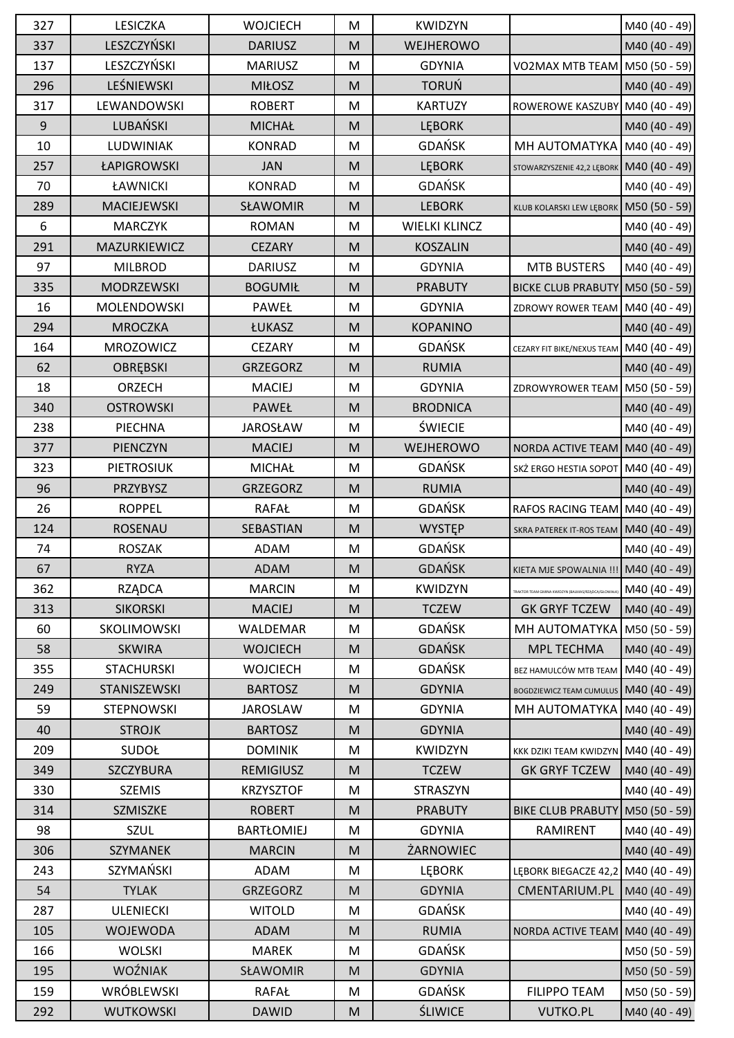| 327 | LESICZKA | WOJCIECH | M | KWIDZYN | | M40 (40 - 49) |
|---|---|---|---|---|---|---|
| 337 | LESZCZYŃSKI | DARIUSZ | M | WEJHEROWO | | M40 (40 - 49) |
| 137 | LESZCZYŃSKI | MARIUSZ | M | GDYNIA | VO2MAX MTB TEAM | M50 (50 - 59) |
| 296 | LEŚNIEWSKI | MIŁOSZ | M | TORUŃ | | M40 (40 - 49) |
| 317 | LEWANDOWSKI | ROBERT | M | KARTUZY | ROWEROWE KASZUBY | M40 (40 - 49) |
| 9 | LUBAŃSKI | MICHAŁ | M | LĘBORK | | M40 (40 - 49) |
| 10 | LUDWINIAK | KONRAD | M | GDAŃSK | MH AUTOMATYKA | M40 (40 - 49) |
| 257 | ŁAPIGROWSKI | JAN | M | LĘBORK | STOWARZYSZENIE 42,2 LĘBORK | M40 (40 - 49) |
| 70 | ŁAWNICKI | KONRAD | M | GDAŃSK | | M40 (40 - 49) |
| 289 | MACIEJEWSKI | SŁAWOMIR | M | LEBORK | KLUB KOLARSKI LEW LĘBORK | M50 (50 - 59) |
| 6 | MARCZYK | ROMAN | M | WIELKI KLINCZ | | M40 (40 - 49) |
| 291 | MAZURKIEWICZ | CEZARY | M | KOSZALIN | | M40 (40 - 49) |
| 97 | MILBROD | DARIUSZ | M | GDYNIA | MTB BUSTERS | M40 (40 - 49) |
| 335 | MODRZEWSKI | BOGUMIŁ | M | PRABUTY | BICKE CLUB PRABUTY | M50 (50 - 59) |
| 16 | MOLENDOWSKI | PAWEŁ | M | GDYNIA | ZDROWY ROWER TEAM | M40 (40 - 49) |
| 294 | MROCZKA | ŁUKASZ | M | KOPANINO | | M40 (40 - 49) |
| 164 | MROZOWICZ | CEZARY | M | GDAŃSK | CEZARY FIT BIKE/NEXUS TEAM | M40 (40 - 49) |
| 62 | OBRĘBSKI | GRZEGORZ | M | RUMIA | | M40 (40 - 49) |
| 18 | ORZECH | MACIEJ | M | GDYNIA | ZDROWYROWER TEAM | M50 (50 - 59) |
| 340 | OSTROWSKI | PAWEŁ | M | BRODNICA | | M40 (40 - 49) |
| 238 | PIECHNA | JAROSŁAW | M | ŚWIECIE | | M40 (40 - 49) |
| 377 | PIENCZYN | MACIEJ | M | WEJHEROWO | NORDA ACTIVE TEAM | M40 (40 - 49) |
| 323 | PIETROSIUK | MICHAŁ | M | GDAŃSK | SKŻ ERGO HESTIA SOPOT | M40 (40 - 49) |
| 96 | PRZYBYSZ | GRZEGORZ | M | RUMIA | | M40 (40 - 49) |
| 26 | ROPPEL | RAFAŁ | M | GDAŃSK | RAFOS RACING TEAM | M40 (40 - 49) |
| 124 | ROSENAU | SEBASTIAN | M | WYSTĘP | SKRA PATEREK IT-ROS TEAM | M40 (40 - 49) |
| 74 | ROSZAK | ADAM | M | GDAŃSK | | M40 (40 - 49) |
| 67 | RYZA | ADAM | M | GDAŃSK | KIETA MJE SPOWALNIA !!! | M40 (40 - 49) |
| 362 | RZĄDCA | MARCIN | M | KWIDZYN | TRAKTOR TEAM GMINA KWIDZYN (BALMAS/RZĄDCA/GŁOWALA) | M40 (40 - 49) |
| 313 | SIKORSKI | MACIEJ | M | TCZEW | GK GRYF TCZEW | M40 (40 - 49) |
| 60 | SKOLIMOWSKI | WALDEMAR | M | GDAŃSK | MH AUTOMATYKA | M50 (50 - 59) |
| 58 | SKWIRA | WOJCIECH | M | GDAŃSK | MPL TECHMA | M40 (40 - 49) |
| 355 | STACHURSKI | WOJCIECH | M | GDAŃSK | BEZ HAMULCÓW MTB TEAM | M40 (40 - 49) |
| 249 | STANISZEWSKI | BARTOSZ | M | GDYNIA | BOGDZIEWICZ TEAM CUMULUS | M40 (40 - 49) |
| 59 | STEPNOWSKI | JAROSLAW | M | GDYNIA | MH AUTOMATYKA | M40 (40 - 49) |
| 40 | STROJK | BARTOSZ | M | GDYNIA | | M40 (40 - 49) |
| 209 | SUDOŁ | DOMINIK | M | KWIDZYN | KKK DZIKI TEAM KWIDZYN | M40 (40 - 49) |
| 349 | SZCZYBURA | REMIGIUSZ | M | TCZEW | GK GRYF TCZEW | M40 (40 - 49) |
| 330 | SZEMIS | KRZYSZTOF | M | STRASZYN | | M40 (40 - 49) |
| 314 | SZMISZKE | ROBERT | M | PRABUTY | BIKE CLUB PRABUTY | M50 (50 - 59) |
| 98 | SZUL | BARTŁOMIEJ | M | GDYNIA | RAMIRENT | M40 (40 - 49) |
| 306 | SZYMANEK | MARCIN | M | ŻARNOWIEC | | M40 (40 - 49) |
| 243 | SZYMAŃSKI | ADAM | M | LĘBORK | LĘBORK BIEGACZE 42,2 | M40 (40 - 49) |
| 54 | TYLAK | GRZEGORZ | M | GDYNIA | CMENTARIUM.PL | M40 (40 - 49) |
| 287 | ULENIECKI | WITOLD | M | GDAŃSK | | M40 (40 - 49) |
| 105 | WOJEWODA | ADAM | M | RUMIA | NORDA ACTIVE TEAM | M40 (40 - 49) |
| 166 | WOLSKI | MAREK | M | GDAŃSK | | M50 (50 - 59) |
| 195 | WOŹNIAK | SŁAWOMIR | M | GDYNIA | | M50 (50 - 59) |
| 159 | WRÓBLEWSKI | RAFAŁ | M | GDAŃSK | FILIPPO TEAM | M50 (50 - 59) |
| 292 | WUTKOWSKI | DAWID | M | ŚLIWICE | VUTKO.PL | M40 (40 - 49) |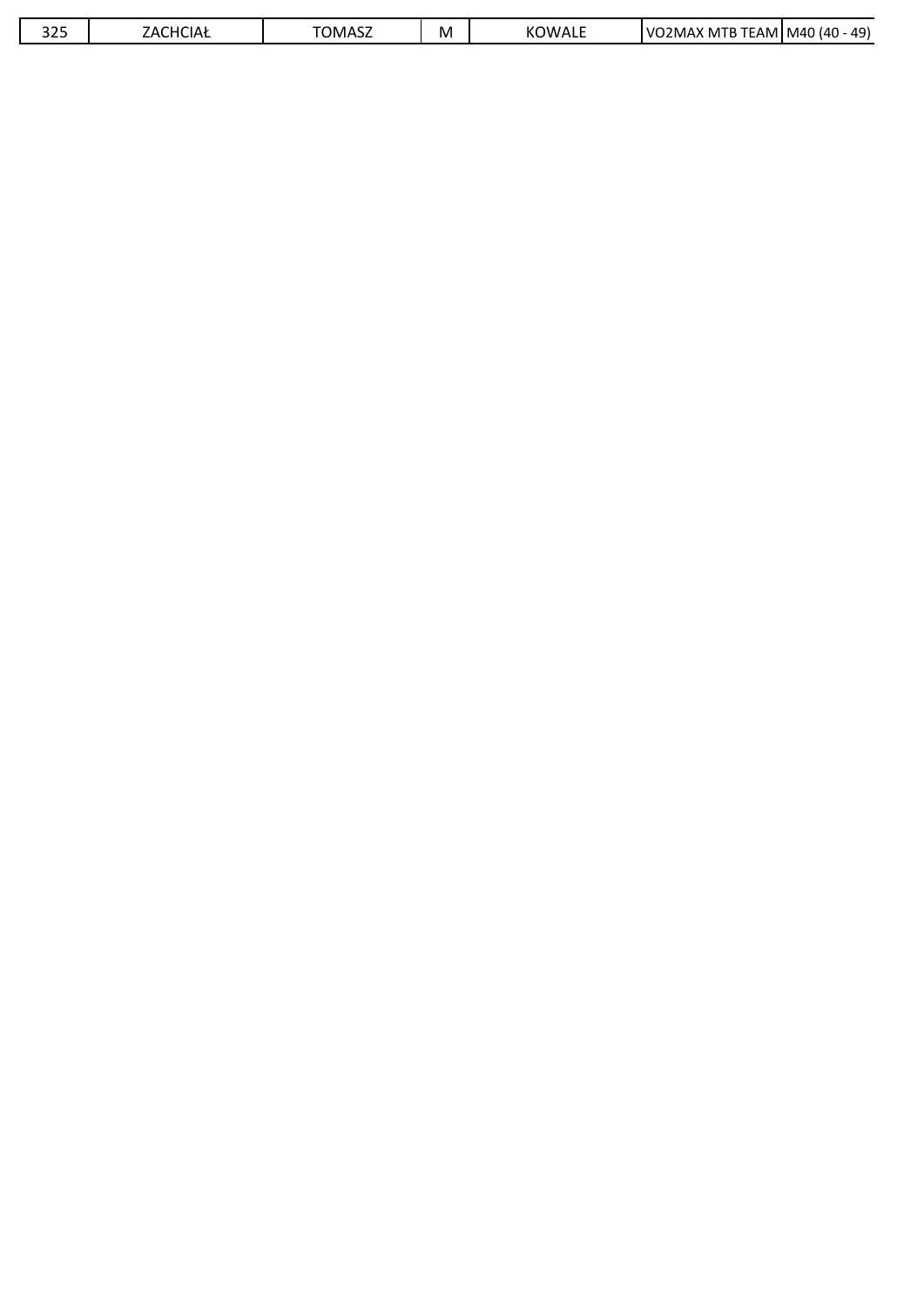| | | | | | | |
|---|---|---|---|---|---|---|
| 325 | ZACHCIAŁ | TOMASZ | M | KOWALE | VO2MAX MTB TEAM | M40 (40 - 49) |